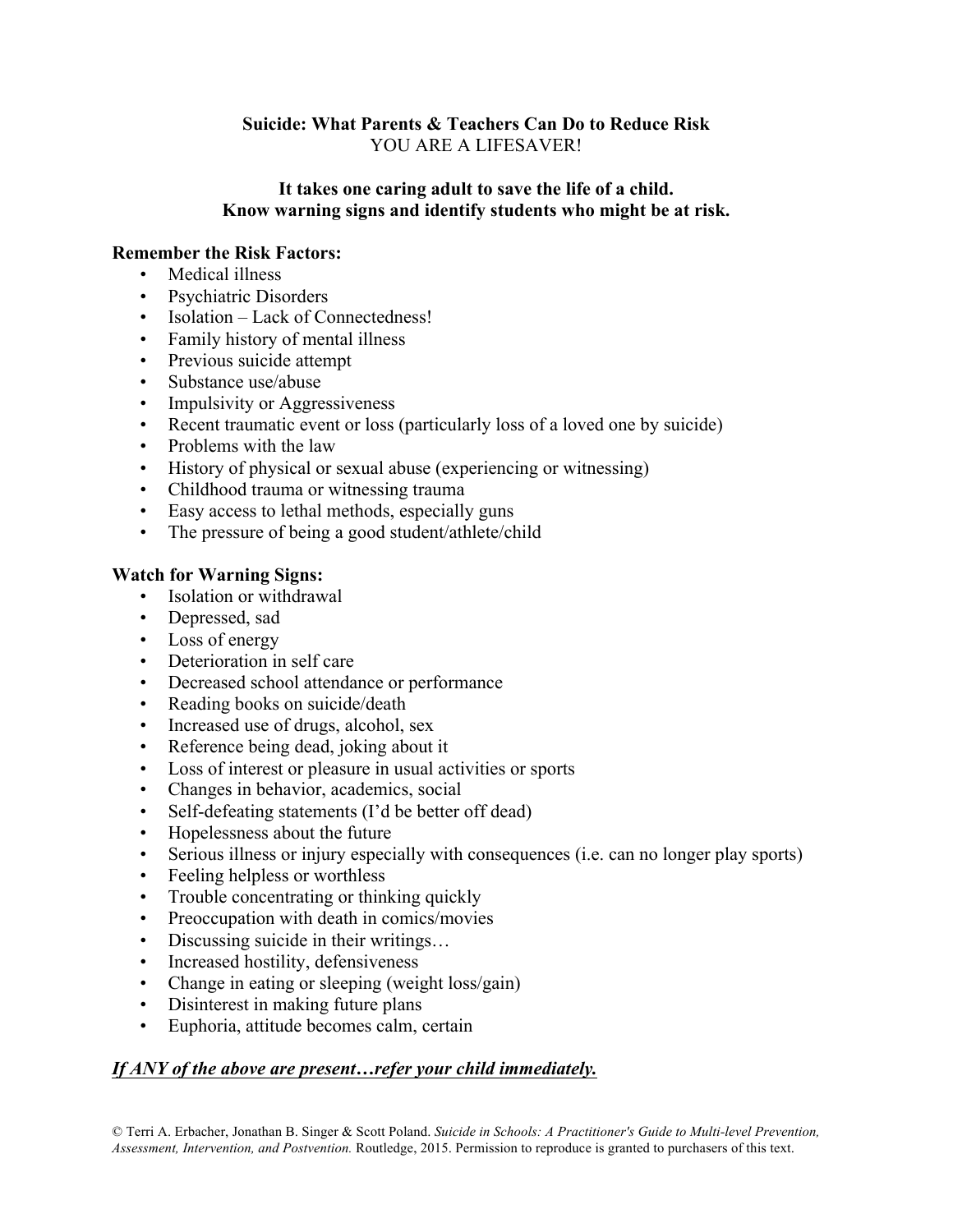# Suicide: What Parents & Teachers Can Do to Reduce Risk

YOU ARE A LIFESAVER!

**It takes one caring adult to save the life of a child.**
**Know warning signs and identify students who might be at risk.**

**Remember the Risk Factors:**

- Medical illness
- Psychiatric Disorders
- Isolation – Lack of Connectedness!
- Family history of mental illness
- Previous suicide attempt
- Substance use/abuse
- Impulsivity or Aggressiveness
- Recent traumatic event or loss (particularly loss of a loved one by suicide)
- Problems with the law
- History of physical or sexual abuse (experiencing or witnessing)
- Childhood trauma or witnessing trauma
- Easy access to lethal methods, especially guns
- The pressure of being a good student/athlete/child

**Watch for Warning Signs:**

- Isolation or withdrawal
- Depressed, sad
- Loss of energy
- Deterioration in self care
- Decreased school attendance or performance
- Reading books on suicide/death
- Increased use of drugs, alcohol, sex
- Reference being dead, joking about it
- Loss of interest or pleasure in usual activities or sports
- Changes in behavior, academics, social
- Self-defeating statements (I'd be better off dead)
- Hopelessness about the future
- Serious illness or injury especially with consequences (i.e. can no longer play sports)
- Feeling helpless or worthless
- Trouble concentrating or thinking quickly
- Preoccupation with death in comics/movies
- Discussing suicide in their writings…
- Increased hostility, defensiveness
- Change in eating or sleeping (weight loss/gain)
- Disinterest in making future plans
- Euphoria, attitude becomes calm, certain

***If ANY of the above are present…refer your child immediately.***

© Terri A. Erbacher, Jonathan B. Singer & Scott Poland. *Suicide in Schools: A Practitioner's Guide to Multi-level Prevention, Assessment, Intervention, and Postvention.* Routledge, 2015. Permission to reproduce is granted to purchasers of this text.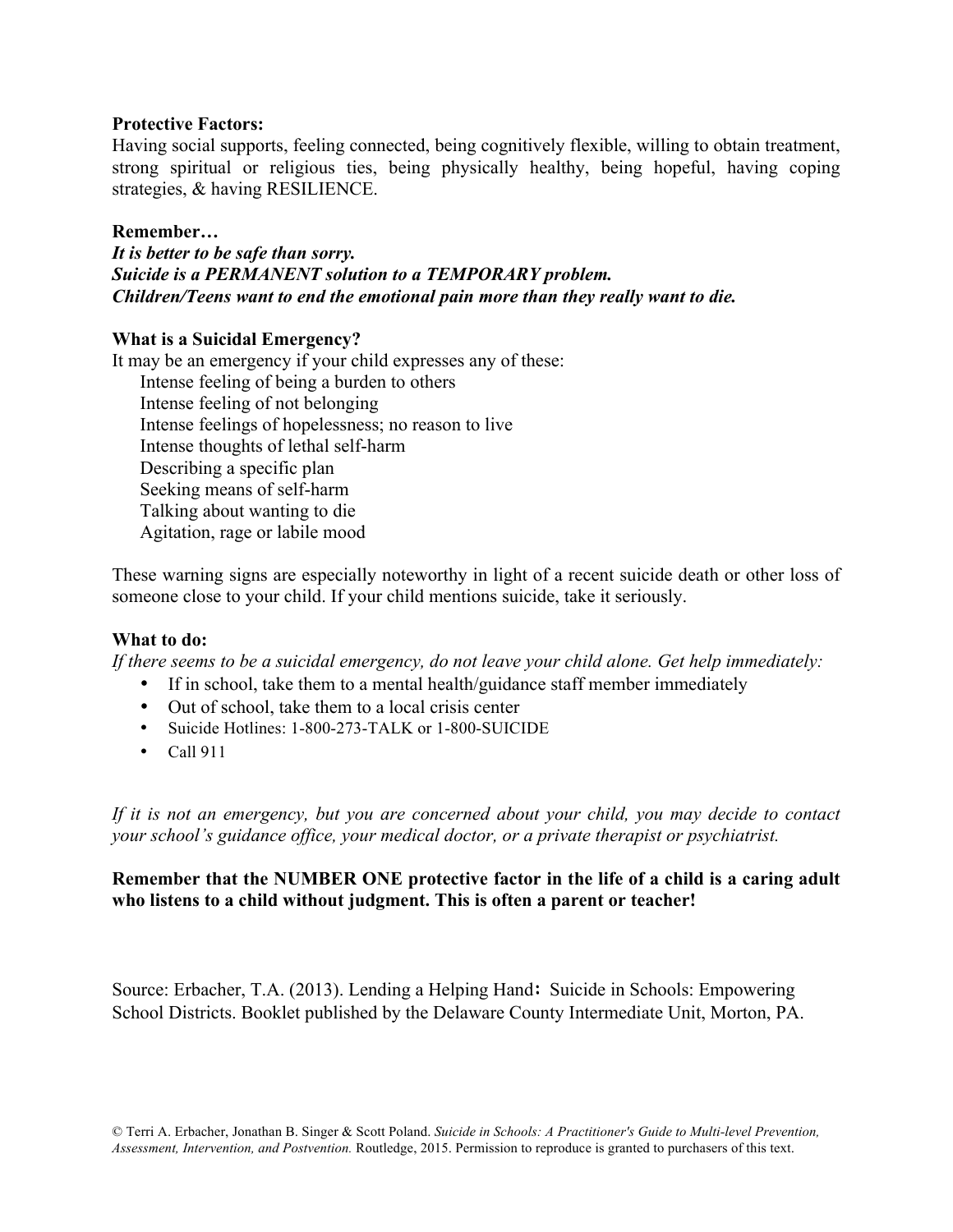**Protective Factors:**
Having social supports, feeling connected, being cognitively flexible, willing to obtain treatment, strong spiritual or religious ties, being physically healthy, being hopeful, having coping strategies, & having RESILIENCE.

**Remember…**
***It is better to be safe than sorry.***
***Suicide is a PERMANENT solution to a TEMPORARY problem.***
***Children/Teens want to end the emotional pain more than they really want to die.***

**What is a Suicidal Emergency?**
It may be an emergency if your child expresses any of these:

Intense feeling of being a burden to others
Intense feeling of not belonging
Intense feelings of hopelessness; no reason to live
Intense thoughts of lethal self-harm
Describing a specific plan
Seeking means of self-harm
Talking about wanting to die
Agitation, rage or labile mood

These warning signs are especially noteworthy in light of a recent suicide death or other loss of someone close to your child. If your child mentions suicide, take it seriously.

**What to do:**
*If there seems to be a suicidal emergency, do not leave your child alone. Get help immediately:*

- If in school, take them to a mental health/guidance staff member immediately
- Out of school, take them to a local crisis center
- Suicide Hotlines: 1-800-273-TALK or 1-800-SUICIDE
- Call 911

*If it is not an emergency, but you are concerned about your child, you may decide to contact your school's guidance office, your medical doctor, or a private therapist or psychiatrist.*

**Remember that the NUMBER ONE protective factor in the life of a child is a caring adult who listens to a child without judgment. This is often a parent or teacher!**

Source: Erbacher, T.A. (2013). Lending a Helping Hand: Suicide in Schools: Empowering School Districts. Booklet published by the Delaware County Intermediate Unit, Morton, PA.

© Terri A. Erbacher, Jonathan B. Singer & Scott Poland. *Suicide in Schools: A Practitioner's Guide to Multi-level Prevention, Assessment, Intervention, and Postvention.* Routledge, 2015. Permission to reproduce is granted to purchasers of this text.